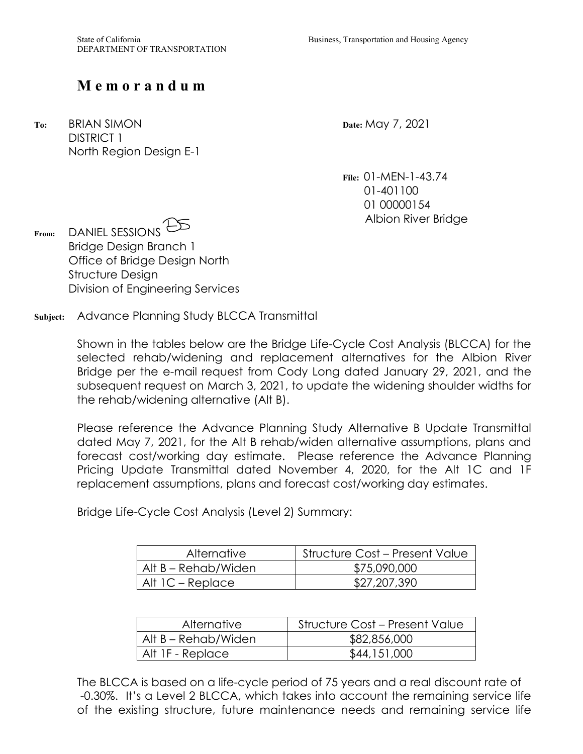State of California
DEPARTMENT OF TRANSPORTATION

Business, Transportation and Housing Agency

# Memorandum

**To:** BRIAN SIMON
DISTRICT 1
North Region Design E-1

**Date:** May 7, 2021

**File:** 01-MEN-1-43.74
01-401100
01 00000154
Albion River Bridge

**From:** DANIEL SESSIONS
Bridge Design Branch 1
Office of Bridge Design North
Structure Design
Division of Engineering Services

**Subject:** Advance Planning Study BLCCA Transmittal

Shown in the tables below are the Bridge Life-Cycle Cost Analysis (BLCCA) for the selected rehab/widening and replacement alternatives for the Albion River Bridge per the e-mail request from Cody Long dated January 29, 2021, and the subsequent request on March 3, 2021, to update the widening shoulder widths for the rehab/widening alternative (Alt B).

Please reference the Advance Planning Study Alternative B Update Transmittal dated May 7, 2021, for the Alt B rehab/widen alternative assumptions, plans and forecast cost/working day estimate. Please reference the Advance Planning Pricing Update Transmittal dated November 4, 2020, for the Alt 1C and 1F replacement assumptions, plans and forecast cost/working day estimates.

Bridge Life-Cycle Cost Analysis (Level 2) Summary:

| Alternative | Structure Cost – Present Value |
|---|---|
| Alt B – Rehab/Widen | $75,090,000 |
| Alt 1C – Replace | $27,207,390 |

| Alternative | Structure Cost – Present Value |
|---|---|
| Alt B – Rehab/Widen | $82,856,000 |
| Alt 1F - Replace | $44,151,000 |

The BLCCA is based on a life-cycle period of 75 years and a real discount rate of -0.30%. It's a Level 2 BLCCA, which takes into account the remaining service life of the existing structure, future maintenance needs and remaining service life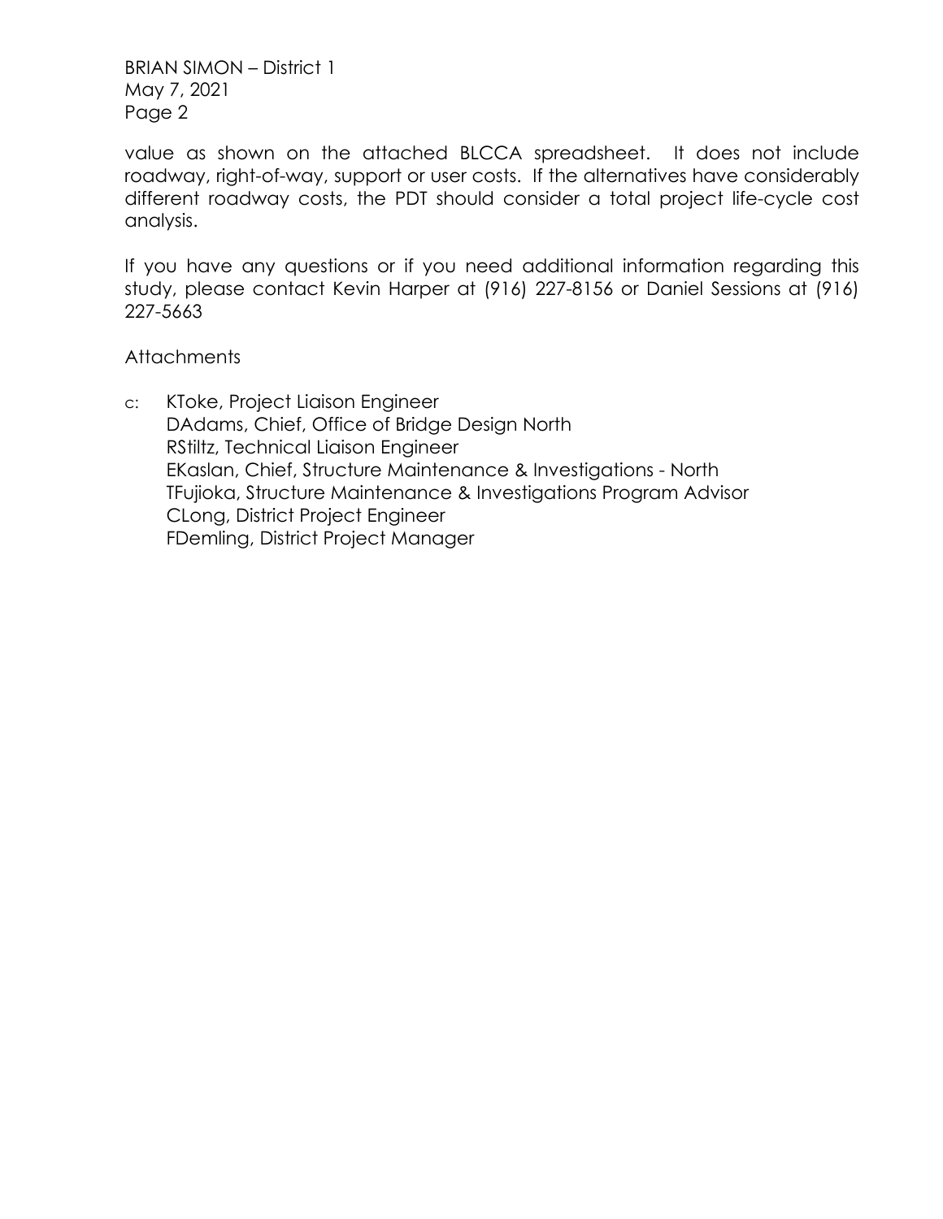value as shown on the attached BLCCA spreadsheet. It does not include roadway, right-of-way, support or user costs. If the alternatives have considerably different roadway costs, the PDT should consider a total project life-cycle cost analysis.

If you have any questions or if you need additional information regarding this study, please contact Kevin Harper at (916) 227-8156 or Daniel Sessions at (916) 227-5663

Attachments

c: KToke, Project Liaison Engineer
DAdams, Chief, Office of Bridge Design North
RStiltz, Technical Liaison Engineer
EKaslan, Chief, Structure Maintenance & Investigations - North
TFujioka, Structure Maintenance & Investigations Program Advisor
CLong, District Project Engineer
FDemling, District Project Manager